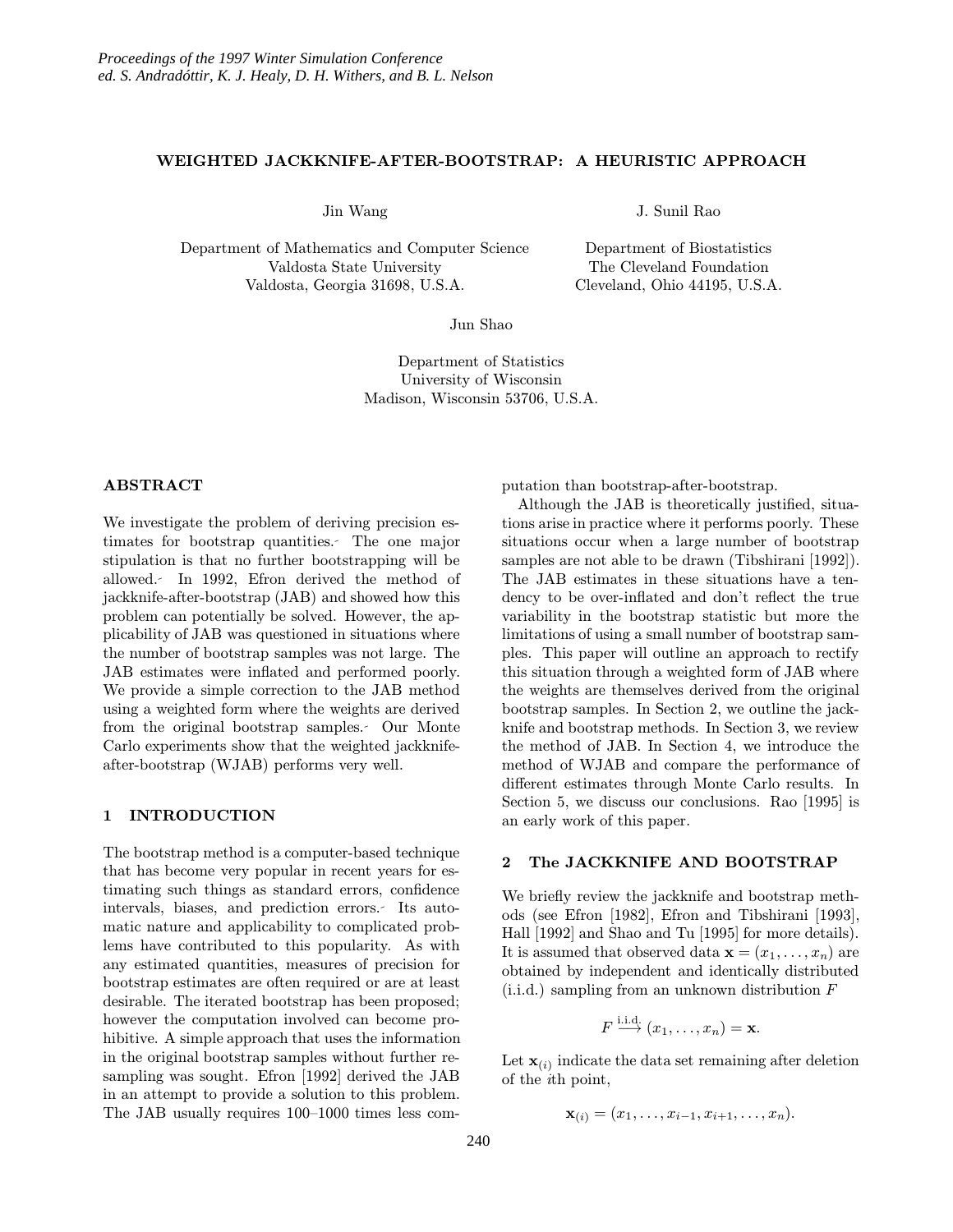# WEIGHTED JACKKNIFE-AFTER-BOOTSTRAP: A HEURISTIC APPROACH

Jin Wang

Department of Mathematics and Computer Science
Valdosta State University
Valdosta, Georgia 31698, U.S.A.

J. Sunil Rao

Department of Biostatistics
The Cleveland Foundation
Cleveland, Ohio 44195, U.S.A.

Jun Shao

Department of Statistics
University of Wisconsin
Madison, Wisconsin 53706, U.S.A.

## ABSTRACT

We investigate the problem of deriving precision estimates for bootstrap quantities. The one major stipulation is that no further bootstrapping will be allowed. In 1992, Efron derived the method of jackknife-after-bootstrap (JAB) and showed how this problem can potentially be solved. However, the applicability of JAB was questioned in situations where the number of bootstrap samples was not large. The JAB estimates were inflated and performed poorly. We provide a simple correction to the JAB method using a weighted form where the weights are derived from the original bootstrap samples. Our Monte Carlo experiments show that the weighted jackknife-after-bootstrap (WJAB) performs very well.

## 1 INTRODUCTION

The bootstrap method is a computer-based technique that has become very popular in recent years for estimating such things as standard errors, confidence intervals, biases, and prediction errors. Its automatic nature and applicability to complicated problems have contributed to this popularity. As with any estimated quantities, measures of precision for bootstrap estimates are often required or are at least desirable. The iterated bootstrap has been proposed; however the computation involved can become prohibitive. A simple approach that uses the information in the original bootstrap samples without further resampling was sought. Efron [1992] derived the JAB in an attempt to provide a solution to this problem. The JAB usually requires 100–1000 times less computation than bootstrap-after-bootstrap.

Although the JAB is theoretically justified, situations arise in practice where it performs poorly. These situations occur when a large number of bootstrap samples are not able to be drawn (Tibshirani [1992]). The JAB estimates in these situations have a tendency to be over-inflated and don't reflect the true variability in the bootstrap statistic but more the limitations of using a small number of bootstrap samples. This paper will outline an approach to rectify this situation through a weighted form of JAB where the weights are themselves derived from the original bootstrap samples. In Section 2, we outline the jackknife and bootstrap methods. In Section 3, we review the method of JAB. In Section 4, we introduce the method of WJAB and compare the performance of different estimates through Monte Carlo results. In Section 5, we discuss our conclusions. Rao [1995] is an early work of this paper.

## 2 The JACKKNIFE AND BOOTSTRAP

We briefly review the jackknife and bootstrap methods (see Efron [1982], Efron and Tibshirani [1993], Hall [1992] and Shao and Tu [1995] for more details). It is assumed that observed data $\mathbf{x} = (x_1, \ldots, x_n)$ are obtained by independent and identically distributed (i.i.d.) sampling from an unknown distribution $F$

$$F \stackrel{\text{i.i.d.}}{\longrightarrow} (x_1, \ldots, x_n) = \mathbf{x}.$$

Let $\mathbf{x}_{(i)}$ indicate the data set remaining after deletion of the $i$th point,

$$\mathbf{x}_{(i)} = (x_1, \ldots, x_{i-1}, x_{i+1}, \ldots, x_n).$$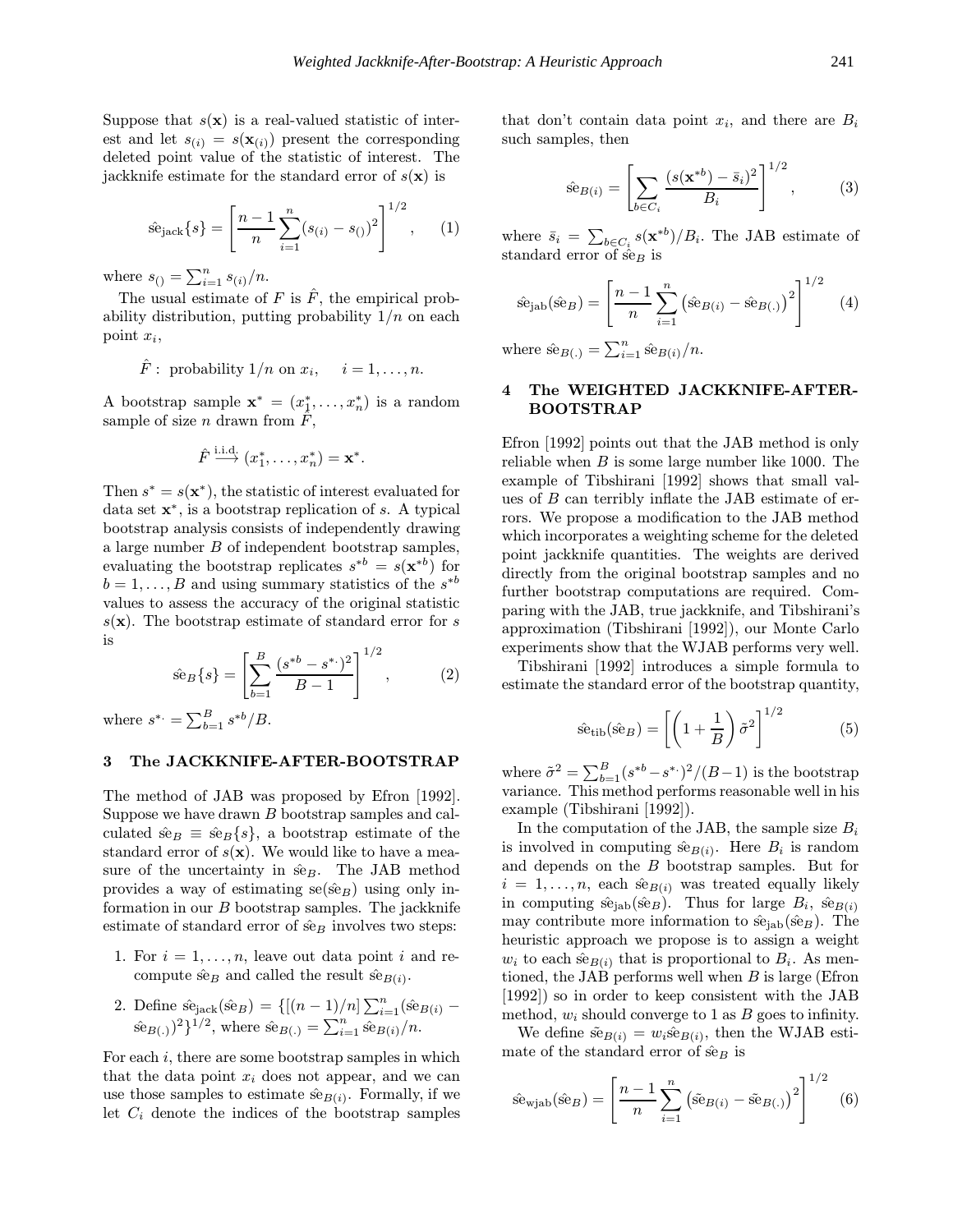Suppose that $s(\mathbf{x})$ is a real-valued statistic of interest and let $s_{(i)} = s(\mathbf{x}_{(i)})$ present the corresponding deleted point value of the statistic of interest. The jackknife estimate for the standard error of $s(\mathbf{x})$ is

$$\hat{\text{se}}_{\text{jack}}\{s\} = \left[\frac{n-1}{n}\sum_{i=1}^{n}(s_{(i)} - s_{()})^2\right]^{1/2}, \quad (1)$$

where $s_{()} = \sum_{i=1}^{n} s_{(i)}/n$.

The usual estimate of $F$ is $\hat{F}$, the empirical probability distribution, putting probability $1/n$ on each point $x_i$,

$$\hat{F}: \text{ probability } 1/n \text{ on } x_i, \quad i = 1, \ldots, n.$$

A bootstrap sample $\mathbf{x}^* = (x_1^*, \ldots, x_n^*)$ is a random sample of size $n$ drawn from $\hat{F}$,

$$\hat{F} \xrightarrow{\text{i.i.d.}} (x_1^*, \ldots, x_n^*) = \mathbf{x}^*.$$

Then $s^* = s(\mathbf{x}^*)$, the statistic of interest evaluated for data set $\mathbf{x}^*$, is a bootstrap replication of $s$. A typical bootstrap analysis consists of independently drawing a large number $B$ of independent bootstrap samples, evaluating the bootstrap replicates $s^{*b} = s(\mathbf{x}^{*b})$ for $b = 1, \ldots, B$ and using summary statistics of the $s^{*b}$ values to assess the accuracy of the original statistic $s(\mathbf{x})$. The bootstrap estimate of standard error for $s$ is

$$\hat{\text{se}}_B\{s\} = \left[\sum_{b=1}^{B}\frac{(s^{*b} - s^{*\cdot})^2}{B-1}\right]^{1/2}, \quad (2)$$

where $s^{*\cdot} = \sum_{b=1}^{B} s^{*b}/B$.

## 3 The JACKKNIFE-AFTER-BOOTSTRAP

The method of JAB was proposed by Efron [1992]. Suppose we have drawn $B$ bootstrap samples and calculated $\hat{\text{se}}_B \equiv \hat{\text{se}}_B\{s\}$, a bootstrap estimate of the standard error of $s(\mathbf{x})$. We would like to have a measure of the uncertainty in $\hat{\text{se}}_B$. The JAB method provides a way of estimating $\text{se}(\hat{\text{se}}_B)$ using only information in our $B$ bootstrap samples. The jackknife estimate of standard error of $\hat{\text{se}}_B$ involves two steps:

1. For $i = 1, \ldots, n$, leave out data point $i$ and recompute $\hat{\text{se}}_B$ and called the result $\hat{\text{se}}_{B(i)}$.
2. Define $\hat{\text{se}}_{\text{jack}}(\hat{\text{se}}_B) = \{[(n-1)/n]\sum_{i=1}^{n}(\hat{\text{se}}_{B(i)} - \hat{\text{se}}_{B(.)})^2\}^{1/2}$, where $\hat{\text{se}}_{B(.)} = \sum_{i=1}^{n}\hat{\text{se}}_{B(i)}/n$.

For each $i$, there are some bootstrap samples in which that the data point $x_i$ does not appear, and we can use those samples to estimate $\hat{\text{se}}_{B(i)}$. Formally, if we let $C_i$ denote the indices of the bootstrap samples that don't contain data point $x_i$, and there are $B_i$ such samples, then

$$\hat{\text{se}}_{B(i)} = \left[\sum_{b \in C_i}\frac{(s(\mathbf{x}^{*b}) - \bar{s}_i)^2}{B_i}\right]^{1/2}, \quad (3)$$

where $\bar{s}_i = \sum_{b \in C_i} s(\mathbf{x}^{*b})/B_i$. The JAB estimate of standard error of $\hat{\text{se}}_B$ is

$$\hat{\text{se}}_{\text{jab}}(\hat{\text{se}}_B) = \left[\frac{n-1}{n}\sum_{i=1}^{n}\left(\hat{\text{se}}_{B(i)} - \hat{\text{se}}_{B(.)}\right)^2\right]^{1/2} \quad (4)$$

where $\hat{\text{se}}_{B(.)} = \sum_{i=1}^{n}\hat{\text{se}}_{B(i)}/n$.

## 4 The WEIGHTED JACKKNIFE-AFTER-BOOTSTRAP

Efron [1992] points out that the JAB method is only reliable when $B$ is some large number like 1000. The example of Tibshirani [1992] shows that small values of $B$ can terribly inflate the JAB estimate of errors. We propose a modification to the JAB method which incorporates a weighting scheme for the deleted point jackknife quantities. The weights are derived directly from the original bootstrap samples and no further bootstrap computations are required. Comparing with the JAB, true jackknife, and Tibshirani's approximation (Tibshirani [1992]), our Monte Carlo experiments show that the WJAB performs very well.

Tibshirani [1992] introduces a simple formula to estimate the standard error of the bootstrap quantity,

$$\hat{\text{se}}_{\text{tib}}(\hat{\text{se}}_B) = \left[\left(1 + \frac{1}{B}\right)\tilde{\sigma}^2\right]^{1/2} \quad (5)$$

where $\tilde{\sigma}^2 = \sum_{b=1}^{B}(s^{*b} - s^{*\cdot})^2/(B-1)$ is the bootstrap variance. This method performs reasonable well in his example (Tibshirani [1992]).

In the computation of the JAB, the sample size $B_i$ is involved in computing $\hat{\text{se}}_{B(i)}$. Here $B_i$ is random and depends on the $B$ bootstrap samples. But for $i = 1, \ldots, n$, each $\hat{\text{se}}_{B(i)}$ was treated equally likely in computing $\hat{\text{se}}_{\text{jab}}(\hat{\text{se}}_B)$. Thus for large $B_i$, $\hat{\text{se}}_{B(i)}$ may contribute more information to $\hat{\text{se}}_{\text{jab}}(\hat{\text{se}}_B)$. The heuristic approach we propose is to assign a weight $w_i$ to each $\hat{\text{se}}_{B(i)}$ that is proportional to $B_i$. As mentioned, the JAB performs well when $B$ is large (Efron [1992]) so in order to keep consistent with the JAB method, $w_i$ should converge to 1 as $B$ goes to infinity.

We define $\tilde{\text{se}}_{B(i)} = w_i\hat{\text{se}}_{B(i)}$, then the WJAB estimate of the standard error of $\hat{\text{se}}_B$ is

$$\hat{\text{se}}_{\text{wjab}}(\hat{\text{se}}_B) = \left[\frac{n-1}{n}\sum_{i=1}^{n}\left(\tilde{\text{se}}_{B(i)} - \tilde{\text{se}}_{B(.)}\right)^2\right]^{1/2} \quad (6)$$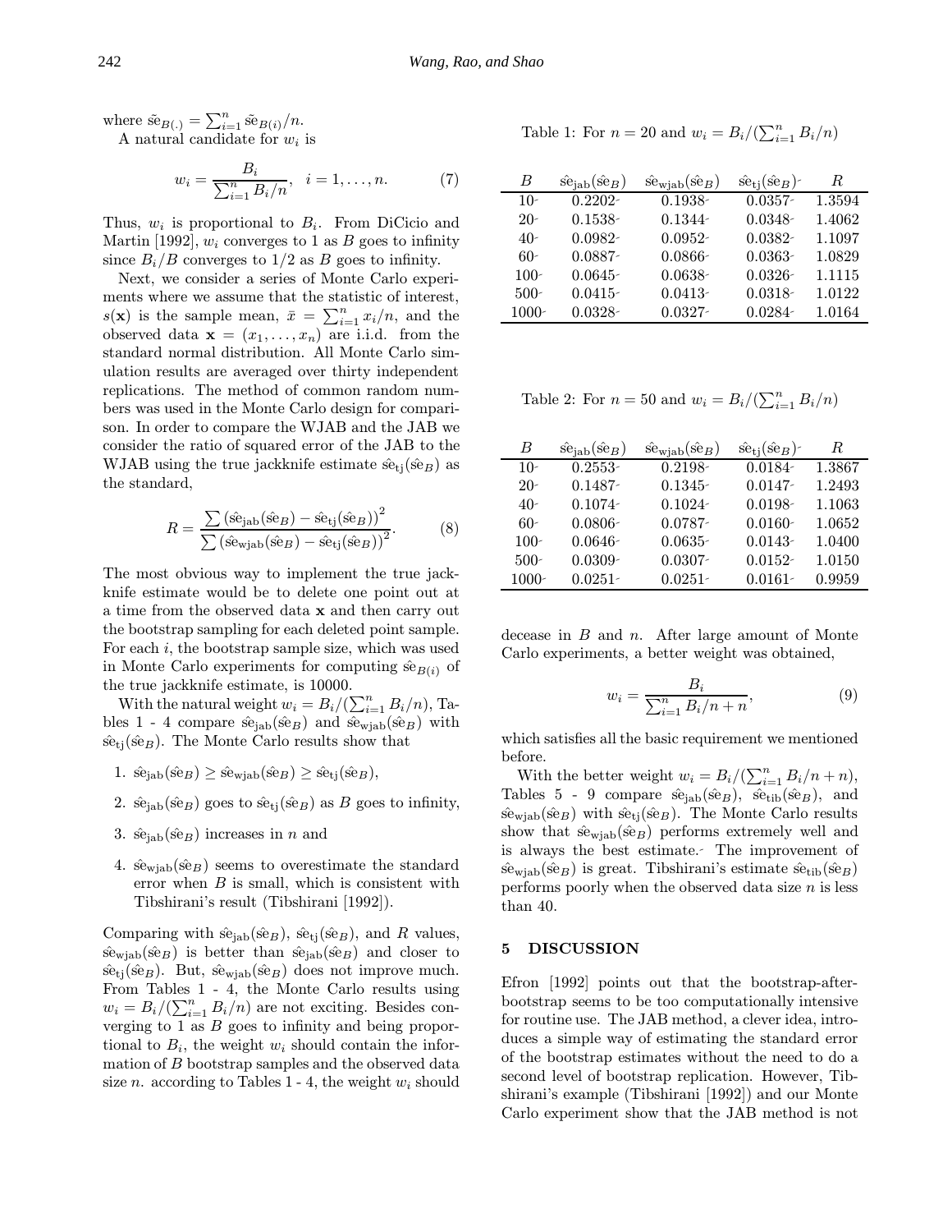where $\tilde{se}_{B(\cdot)} = \sum_{i=1}^{n} \tilde{se}_{B(i)}/n$.

A natural candidate for $w_i$ is

$$w_i = \frac{B_i}{\sum_{i=1}^{n} B_i/n}, \quad i = 1, \ldots, n. \tag{7}$$

Thus, $w_i$ is proportional to $B_i$. From DiCicio and Martin [1992], $w_i$ converges to 1 as $B$ goes to infinity since $B_i/B$ converges to 1/2 as $B$ goes to infinity.

Next, we consider a series of Monte Carlo experiments where we assume that the statistic of interest, $s(\mathbf{x})$ is the sample mean, $\bar{x} = \sum_{i=1}^{n} x_i/n$, and the observed data $\mathbf{x} = (x_1, \ldots, x_n)$ are i.i.d. from the standard normal distribution. All Monte Carlo simulation results are averaged over thirty independent replications. The method of common random numbers was used in the Monte Carlo design for comparison. In order to compare the WJAB and the JAB we consider the ratio of squared error of the JAB to the WJAB using the true jackknife estimate $\hat{se}_{tj}(\hat{se}_B)$ as the standard,

$$R = \frac{\sum \left(\hat{se}_{jab}(\hat{se}_B) - \hat{se}_{tj}(\hat{se}_B)\right)^2}{\sum \left(\hat{se}_{wjab}(\hat{se}_B) - \hat{se}_{tj}(\hat{se}_B)\right)^2}. \tag{8}$$

The most obvious way to implement the true jackknife estimate would be to delete one point out at a time from the observed data $\mathbf{x}$ and then carry out the bootstrap sampling for each deleted point sample. For each $i$, the bootstrap sample size, which was used in Monte Carlo experiments for computing $\hat{se}_{B(i)}$ of the true jackknife estimate, is 10000.

With the natural weight $w_i = B_i/(\sum_{i=1}^{n} B_i/n)$, Tables 1 - 4 compare $\hat{se}_{jab}(\hat{se}_B)$ and $\hat{se}_{wjab}(\hat{se}_B)$ with $\hat{se}_{tj}(\hat{se}_B)$. The Monte Carlo results show that

1. $\hat{se}_{jab}(\hat{se}_B) \geq \hat{se}_{wjab}(\hat{se}_B) \geq \hat{se}_{tj}(\hat{se}_B)$,
2. $\hat{se}_{jab}(\hat{se}_B)$ goes to $\hat{se}_{tj}(\hat{se}_B)$ as $B$ goes to infinity,
3. $\hat{se}_{jab}(\hat{se}_B)$ increases in $n$ and
4. $\hat{se}_{wjab}(\hat{se}_B)$ seems to overestimate the standard error when $B$ is small, which is consistent with Tibshirani's result (Tibshirani [1992]).

Comparing with $\hat{se}_{jab}(\hat{se}_B)$, $\hat{se}_{tj}(\hat{se}_B)$, and $R$ values, $\hat{se}_{wjab}(\hat{se}_B)$ is better than $\hat{se}_{jab}(\hat{se}_B)$ and closer to $\hat{se}_{tj}(\hat{se}_B)$. But, $\hat{se}_{wjab}(\hat{se}_B)$ does not improve much. From Tables 1 - 4, the Monte Carlo results using $w_i = B_i/(\sum_{i=1}^{n} B_i/n)$ are not exciting. Besides converging to 1 as $B$ goes to infinity and being proportional to $B_i$, the weight $w_i$ should contain the information of $B$ bootstrap samples and the observed data size $n$. according to Tables 1 - 4, the weight $w_i$ should

Table 1: For $n = 20$ and $w_i = B_i/(\sum_{i=1}^{n} B_i/n)$

| $B$ | $\hat{se}_{jab}(\hat{se}_B)$ | $\hat{se}_{wjab}(\hat{se}_B)$ | $\hat{se}_{tj}(\hat{se}_B)$ | $R$ |
|---|---|---|---|---|
| 10 | 0.2202 | 0.1938 | 0.0357 | 1.3594 |
| 20 | 0.1538 | 0.1344 | 0.0348 | 1.4062 |
| 40 | 0.0982 | 0.0952 | 0.0382 | 1.1097 |
| 60 | 0.0887 | 0.0866 | 0.0363 | 1.0829 |
| 100 | 0.0645 | 0.0638 | 0.0326 | 1.1115 |
| 500 | 0.0415 | 0.0413 | 0.0318 | 1.0122 |
| 1000 | 0.0328 | 0.0327 | 0.0284 | 1.0164 |

Table 2: For $n = 50$ and $w_i = B_i/(\sum_{i=1}^{n} B_i/n)$

| $B$ | $\hat{se}_{jab}(\hat{se}_B)$ | $\hat{se}_{wjab}(\hat{se}_B)$ | $\hat{se}_{tj}(\hat{se}_B)$ | $R$ |
|---|---|---|---|---|
| 10 | 0.2553 | 0.2198 | 0.0184 | 1.3867 |
| 20 | 0.1487 | 0.1345 | 0.0147 | 1.2493 |
| 40 | 0.1074 | 0.1024 | 0.0198 | 1.1063 |
| 60 | 0.0806 | 0.0787 | 0.0160 | 1.0652 |
| 100 | 0.0646 | 0.0635 | 0.0143 | 1.0400 |
| 500 | 0.0309 | 0.0307 | 0.0152 | 1.0150 |
| 1000 | 0.0251 | 0.0251 | 0.0161 | 0.9959 |

decease in $B$ and $n$. After large amount of Monte Carlo experiments, a better weight was obtained,

$$w_i = \frac{B_i}{\sum_{i=1}^{n} B_i/n + n}, \tag{9}$$

which satisfies all the basic requirement we mentioned before.

With the better weight $w_i = B_i/(\sum_{i=1}^{n} B_i/n + n)$, Tables 5 - 9 compare $\hat{se}_{jab}(\hat{se}_B)$, $\hat{se}_{tib}(\hat{se}_B)$, and $\hat{se}_{wjab}(\hat{se}_B)$ with $\hat{se}_{tj}(\hat{se}_B)$. The Monte Carlo results show that $\hat{se}_{wjab}(\hat{se}_B)$ performs extremely well and is always the best estimate. The improvement of $\hat{se}_{wjab}(\hat{se}_B)$ is great. Tibshirani's estimate $\hat{se}_{tib}(\hat{se}_B)$ performs poorly when the observed data size $n$ is less than 40.

## 5 DISCUSSION

Efron [1992] points out that the bootstrap-after-bootstrap seems to be too computationally intensive for routine use. The JAB method, a clever idea, introduces a simple way of estimating the standard error of the bootstrap estimates without the need to do a second level of bootstrap replication. However, Tibshirani's example (Tibshirani [1992]) and our Monte Carlo experiment show that the JAB method is not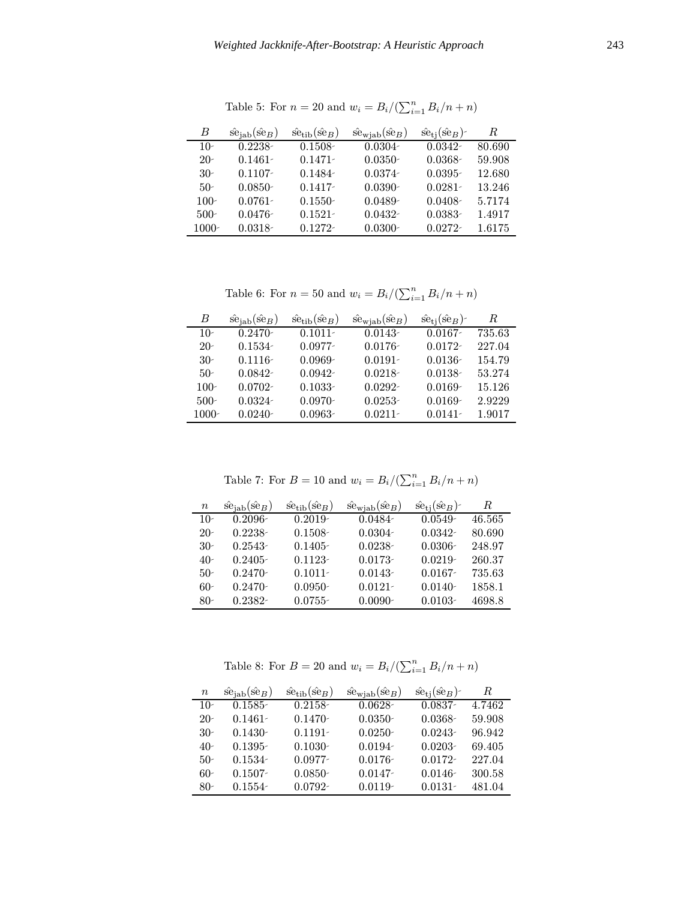Table 5: For $n = 20$ and $w_i = B_i / (\sum_{i=1}^{n} B_i / n + n)$

| $B$ | $\hat{se}_{jab}(\hat{se}_B)$ | $\hat{se}_{tib}(\hat{se}_B)$ | $\hat{se}_{wjab}(\hat{se}_B)$ | $\hat{se}_{tj}(\hat{se}_B)$ | $R$ |
|---|---|---|---|---|---|
| 10 | 0.2238 | 0.1508 | 0.0304 | 0.0342 | 80.690 |
| 20 | 0.1461 | 0.1471 | 0.0350 | 0.0368 | 59.908 |
| 30 | 0.1107 | 0.1484 | 0.0374 | 0.0395 | 12.680 |
| 50 | 0.0850 | 0.1417 | 0.0390 | 0.0281 | 13.246 |
| 100 | 0.0761 | 0.1550 | 0.0489 | 0.0408 | 5.7174 |
| 500 | 0.0476 | 0.1521 | 0.0432 | 0.0383 | 1.4917 |
| 1000 | 0.0318 | 0.1272 | 0.0300 | 0.0272 | 1.6175 |

Table 6: For $n = 50$ and $w_i = B_i / (\sum_{i=1}^{n} B_i / n + n)$

| $B$ | $\hat{se}_{jab}(\hat{se}_B)$ | $\hat{se}_{tib}(\hat{se}_B)$ | $\hat{se}_{wjab}(\hat{se}_B)$ | $\hat{se}_{tj}(\hat{se}_B)$ | $R$ |
|---|---|---|---|---|---|
| 10 | 0.2470 | 0.1011 | 0.0143 | 0.0167 | 735.63 |
| 20 | 0.1534 | 0.0977 | 0.0176 | 0.0172 | 227.04 |
| 30 | 0.1116 | 0.0969 | 0.0191 | 0.0136 | 154.79 |
| 50 | 0.0842 | 0.0942 | 0.0218 | 0.0138 | 53.274 |
| 100 | 0.0702 | 0.1033 | 0.0292 | 0.0169 | 15.126 |
| 500 | 0.0324 | 0.0970 | 0.0253 | 0.0169 | 2.9229 |
| 1000 | 0.0240 | 0.0963 | 0.0211 | 0.0141 | 1.9017 |

Table 7: For $B = 10$ and $w_i = B_i / (\sum_{i=1}^{n} B_i / n + n)$

| $n$ | $\hat{se}_{jab}(\hat{se}_B)$ | $\hat{se}_{tib}(\hat{se}_B)$ | $\hat{se}_{wjab}(\hat{se}_B)$ | $\hat{se}_{tj}(\hat{se}_B)$ | $R$ |
|---|---|---|---|---|---|
| 10 | 0.2096 | 0.2019 | 0.0484 | 0.0549 | 46.565 |
| 20 | 0.2238 | 0.1508 | 0.0304 | 0.0342 | 80.690 |
| 30 | 0.2543 | 0.1405 | 0.0238 | 0.0306 | 248.97 |
| 40 | 0.2405 | 0.1123 | 0.0173 | 0.0219 | 260.37 |
| 50 | 0.2470 | 0.1011 | 0.0143 | 0.0167 | 735.63 |
| 60 | 0.2470 | 0.0950 | 0.0121 | 0.0140 | 1858.1 |
| 80 | 0.2382 | 0.0755 | 0.0090 | 0.0103 | 4698.8 |

Table 8: For $B = 20$ and $w_i = B_i / (\sum_{i=1}^{n} B_i / n + n)$

| $n$ | $\hat{se}_{jab}(\hat{se}_B)$ | $\hat{se}_{tib}(\hat{se}_B)$ | $\hat{se}_{wjab}(\hat{se}_B)$ | $\hat{se}_{tj}(\hat{se}_B)$ | $R$ |
|---|---|---|---|---|---|
| 10 | 0.1585 | 0.2158 | 0.0628 | 0.0837 | 4.7462 |
| 20 | 0.1461 | 0.1470 | 0.0350 | 0.0368 | 59.908 |
| 30 | 0.1430 | 0.1191 | 0.0250 | 0.0243 | 96.942 |
| 40 | 0.1395 | 0.1030 | 0.0194 | 0.0203 | 69.405 |
| 50 | 0.1534 | 0.0977 | 0.0176 | 0.0172 | 227.04 |
| 60 | 0.1507 | 0.0850 | 0.0147 | 0.0146 | 300.58 |
| 80 | 0.1554 | 0.0792 | 0.0119 | 0.0131 | 481.04 |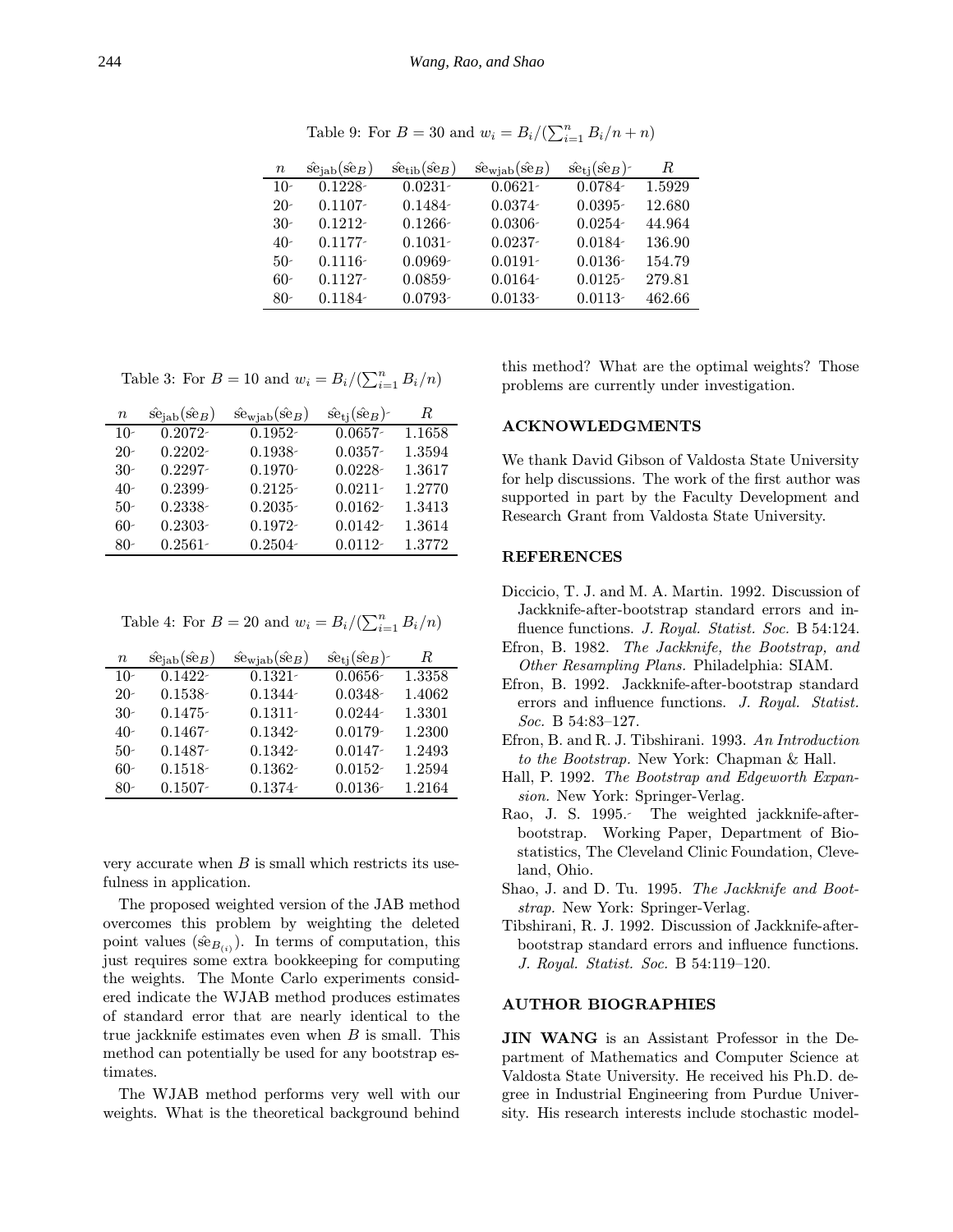Table 9: For $B = 30$ and $w_i = B_i / (\sum_{i=1}^{n} B_i/n + n)$

| $n$ | $\hat{\text{se}}_{\text{jab}}(\hat{\text{se}}_B)$ | $\hat{\text{se}}_{\text{tib}}(\hat{\text{se}}_B)$ | $\hat{\text{se}}_{\text{wjab}}(\hat{\text{se}}_B)$ | $\hat{\text{se}}_{\text{tj}}(\hat{\text{se}}_B)$ | $R$ |
|---|---|---|---|---|---|
| 10 | 0.1228 | 0.0231 | 0.0621 | 0.0784 | 1.5929 |
| 20 | 0.1107 | 0.1484 | 0.0374 | 0.0395 | 12.680 |
| 30 | 0.1212 | 0.1266 | 0.0306 | 0.0254 | 44.964 |
| 40 | 0.1177 | 0.1031 | 0.0237 | 0.0184 | 136.90 |
| 50 | 0.1116 | 0.0969 | 0.0191 | 0.0136 | 154.79 |
| 60 | 0.1127 | 0.0859 | 0.0164 | 0.0125 | 279.81 |
| 80 | 0.1184 | 0.0793 | 0.0133 | 0.0113 | 462.66 |

Table 3: For $B = 10$ and $w_i = B_i / (\sum_{i=1}^{n} B_i/n)$

| $n$ | $\hat{\text{se}}_{\text{jab}}(\hat{\text{se}}_B)$ | $\hat{\text{se}}_{\text{wjab}}(\hat{\text{se}}_B)$ | $\hat{\text{se}}_{\text{tj}}(\hat{\text{se}}_B)$ | $R$ |
|---|---|---|---|---|
| 10 | 0.2072 | 0.1952 | 0.0657 | 1.1658 |
| 20 | 0.2202 | 0.1938 | 0.0357 | 1.3594 |
| 30 | 0.2297 | 0.1970 | 0.0228 | 1.3617 |
| 40 | 0.2399 | 0.2125 | 0.0211 | 1.2770 |
| 50 | 0.2338 | 0.2035 | 0.0162 | 1.3413 |
| 60 | 0.2303 | 0.1972 | 0.0142 | 1.3614 |
| 80 | 0.2561 | 0.2504 | 0.0112 | 1.3772 |

Table 4: For $B = 20$ and $w_i = B_i / (\sum_{i=1}^{n} B_i/n)$

| $n$ | $\hat{\text{se}}_{\text{jab}}(\hat{\text{se}}_B)$ | $\hat{\text{se}}_{\text{wjab}}(\hat{\text{se}}_B)$ | $\hat{\text{se}}_{\text{tj}}(\hat{\text{se}}_B)$ | $R$ |
|---|---|---|---|---|
| 10 | 0.1422 | 0.1321 | 0.0656 | 1.3358 |
| 20 | 0.1538 | 0.1344 | 0.0348 | 1.4062 |
| 30 | 0.1475 | 0.1311 | 0.0244 | 1.3301 |
| 40 | 0.1467 | 0.1342 | 0.0179 | 1.2300 |
| 50 | 0.1487 | 0.1342 | 0.0147 | 1.2493 |
| 60 | 0.1518 | 0.1362 | 0.0152 | 1.2594 |
| 80 | 0.1507 | 0.1374 | 0.0136 | 1.2164 |

very accurate when $B$ is small which restricts its usefulness in application.

The proposed weighted version of the JAB method overcomes this problem by weighting the deleted point values ($\hat{\text{se}}_{B_{(i)}}$). In terms of computation, this just requires some extra bookkeeping for computing the weights. The Monte Carlo experiments considered indicate the WJAB method produces estimates of standard error that are nearly identical to the true jackknife estimates even when $B$ is small. This method can potentially be used for any bootstrap estimates.

The WJAB method performs very well with our weights. What is the theoretical background behind this method? What are the optimal weights? Those problems are currently under investigation.

## ACKNOWLEDGMENTS

We thank David Gibson of Valdosta State University for help discussions. The work of the first author was supported in part by the Faculty Development and Research Grant from Valdosta State University.

## REFERENCES

Diccicio, T. J. and M. A. Martin. 1992. Discussion of Jackknife-after-bootstrap standard errors and influence functions. *J. Royal. Statist. Soc.* B 54:124.

Efron, B. 1982. *The Jackknife, the Bootstrap, and Other Resampling Plans.* Philadelphia: SIAM.

Efron, B. 1992. Jackknife-after-bootstrap standard errors and influence functions. *J. Royal. Statist. Soc.* B 54:83–127.

Efron, B. and R. J. Tibshirani. 1993. *An Introduction to the Bootstrap.* New York: Chapman & Hall.

Hall, P. 1992. *The Bootstrap and Edgeworth Expansion.* New York: Springer-Verlag.

Rao, J. S. 1995. The weighted jackknife-after-bootstrap. Working Paper, Department of Biostatistics, The Cleveland Clinic Foundation, Cleveland, Ohio.

Shao, J. and D. Tu. 1995. *The Jackknife and Bootstrap.* New York: Springer-Verlag.

Tibshirani, R. J. 1992. Discussion of Jackknife-after-bootstrap standard errors and influence functions. *J. Royal. Statist. Soc.* B 54:119–120.

## AUTHOR BIOGRAPHIES

**JIN WANG** is an Assistant Professor in the Department of Mathematics and Computer Science at Valdosta State University. He received his Ph.D. degree in Industrial Engineering from Purdue University. His research interests include stochastic model-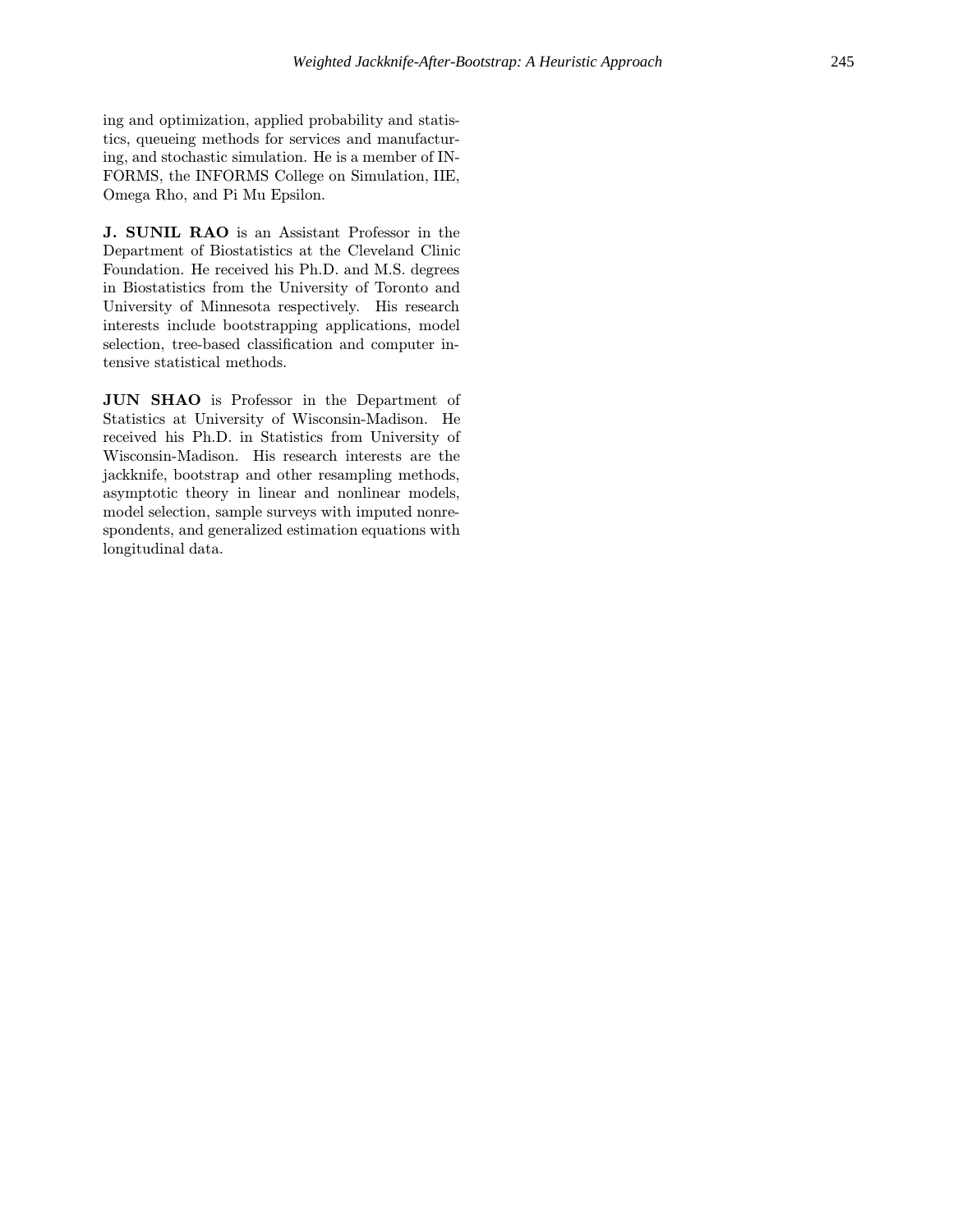ing and optimization, applied probability and statistics, queueing methods for services and manufacturing, and stochastic simulation. He is a member of INFORMS, the INFORMS College on Simulation, IIE, Omega Rho, and Pi Mu Epsilon.

**J. SUNIL RAO** is an Assistant Professor in the Department of Biostatistics at the Cleveland Clinic Foundation. He received his Ph.D. and M.S. degrees in Biostatistics from the University of Toronto and University of Minnesota respectively. His research interests include bootstrapping applications, model selection, tree-based classification and computer intensive statistical methods.

**JUN SHAO** is Professor in the Department of Statistics at University of Wisconsin-Madison. He received his Ph.D. in Statistics from University of Wisconsin-Madison. His research interests are the jackknife, bootstrap and other resampling methods, asymptotic theory in linear and nonlinear models, model selection, sample surveys with imputed nonrespondents, and generalized estimation equations with longitudinal data.